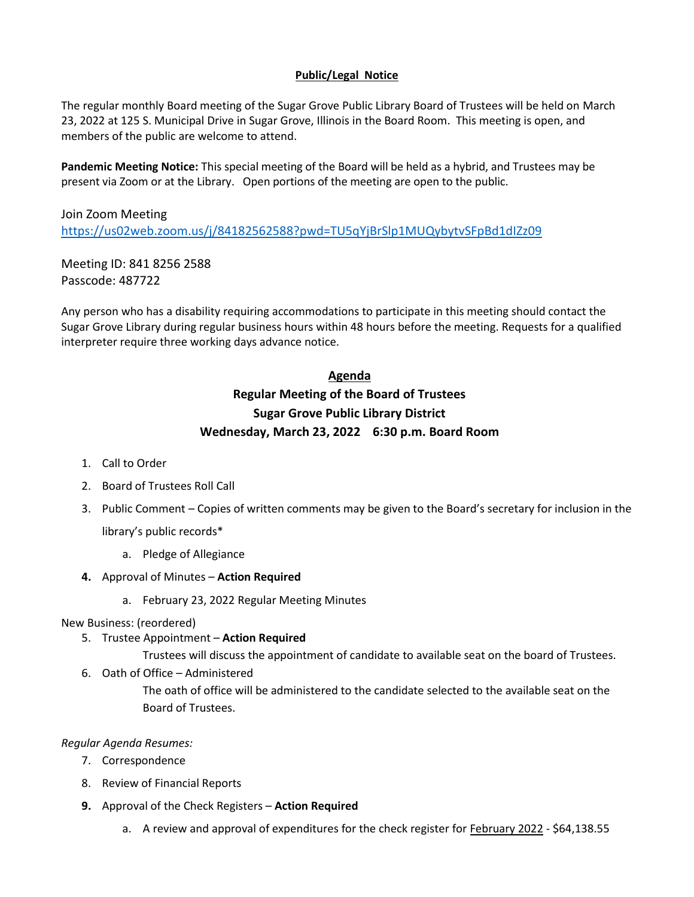**Public/Legal Notice**

The regular monthly Board meeting of the Sugar Grove Public Library Board of Trustees will be held on March 23, 2022 at 125 S. Municipal Drive in Sugar Grove, Illinois in the Board Room. This meeting is open, and members of the public are welcome to attend.

**Pandemic Meeting Notice:** This special meeting of the Board will be held as a hybrid, and Trustees may be present via Zoom or at the Library. Open portions of the meeting are open to the public.

Join Zoom Meeting
https://us02web.zoom.us/j/84182562588?pwd=TU5qYjBrSlp1MUQybytvSFpBd1dIZz09

Meeting ID: 841 8256 2588
Passcode: 487722

Any person who has a disability requiring accommodations to participate in this meeting should contact the Sugar Grove Library during regular business hours within 48 hours before the meeting. Requests for a qualified interpreter require three working days advance notice.

## Agenda

### Regular Meeting of the Board of Trustees
### Sugar Grove Public Library District
### Wednesday, March 23, 2022 6:30 p.m. Board Room

1. Call to Order
2. Board of Trustees Roll Call
3. Public Comment – Copies of written comments may be given to the Board's secretary for inclusion in the library's public records*
   a. Pledge of Allegiance
4. Approval of Minutes – **Action Required**
   a. February 23, 2022 Regular Meeting Minutes

New Business: (reordered)

5. Trustee Appointment – **Action Required**
   Trustees will discuss the appointment of candidate to available seat on the board of Trustees.
6. Oath of Office – Administered
   The oath of office will be administered to the candidate selected to the available seat on the Board of Trustees.

*Regular Agenda Resumes:*

7. Correspondence
8. Review of Financial Reports
9. Approval of the Check Registers – **Action Required**
   a. A review and approval of expenditures for the check register for February 2022 - $64,138.55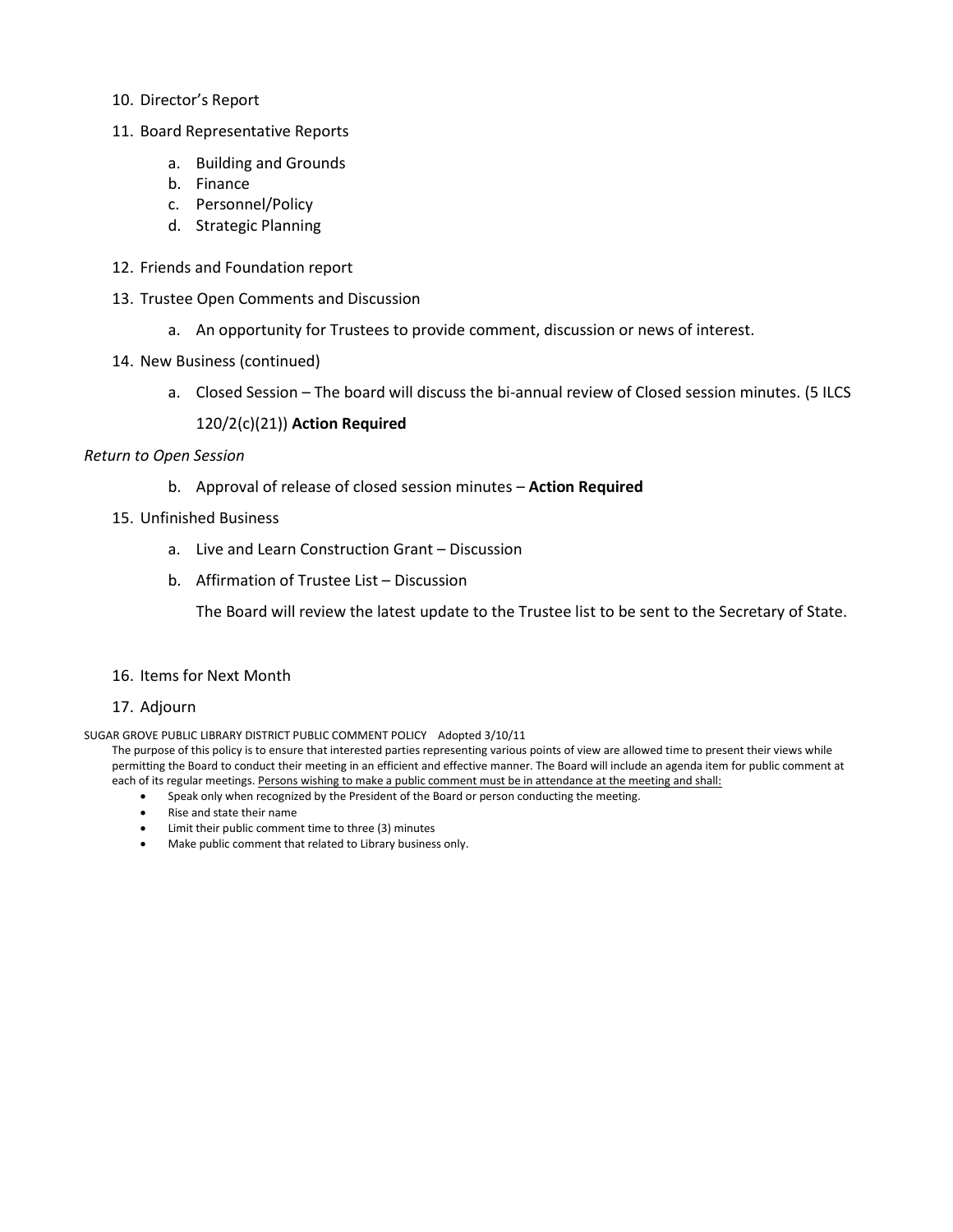10. Director's Report
11. Board Representative Reports
    a. Building and Grounds
    b. Finance
    c. Personnel/Policy
    d. Strategic Planning
12. Friends and Foundation report
13. Trustee Open Comments and Discussion
    a. An opportunity for Trustees to provide comment, discussion or news of interest.
14. New Business (continued)
    a. Closed Session – The board will discuss the bi-annual review of Closed session minutes. (5 ILCS 120/2(c)(21)) **Action Required**

*Return to Open Session*

    b. Approval of release of closed session minutes – **Action Required**

15. Unfinished Business
    a. Live and Learn Construction Grant – Discussion
    b. Affirmation of Trustee List – Discussion

       The Board will review the latest update to the Trustee list to be sent to the Secretary of State.

16. Items for Next Month
17. Adjourn

SUGAR GROVE PUBLIC LIBRARY DISTRICT PUBLIC COMMENT POLICY Adopted 3/10/11

The purpose of this policy is to ensure that interested parties representing various points of view are allowed time to present their views while permitting the Board to conduct their meeting in an efficient and effective manner. The Board will include an agenda item for public comment at each of its regular meetings. <u>Persons wishing to make a public comment must be in attendance at the meeting and shall:</u>

- Speak only when recognized by the President of the Board or person conducting the meeting.
- Rise and state their name
- Limit their public comment time to three (3) minutes
- Make public comment that related to Library business only.